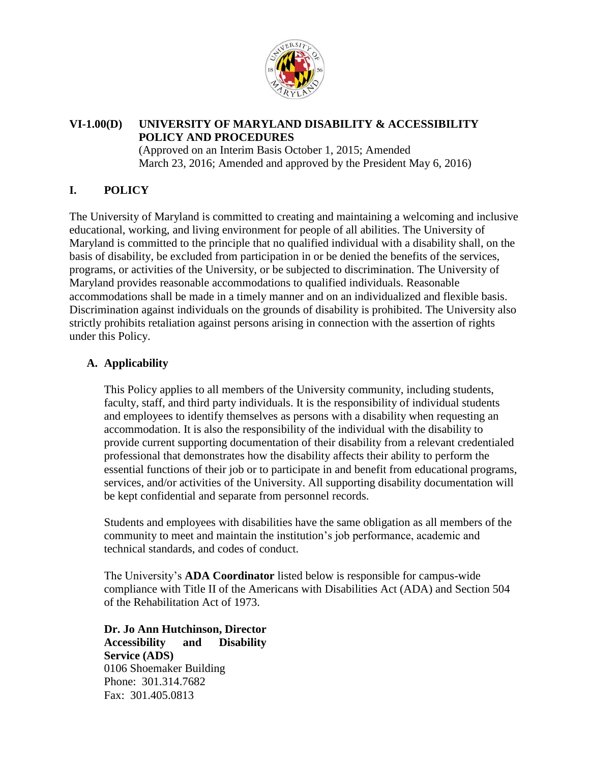# VI-1.00(D) UNIVERSITY OF MARYLAND DISABILITY & ACCESSIBILITY POLICY AND PROCEDURES

(Approved on an Interim Basis October 1, 2015; Amended March 23, 2016; Amended and approved by the President May 6, 2016)

## I. POLICY

The University of Maryland is committed to creating and maintaining a welcoming and inclusive educational, working, and living environment for people of all abilities. The University of Maryland is committed to the principle that no qualified individual with a disability shall, on the basis of disability, be excluded from participation in or be denied the benefits of the services, programs, or activities of the University, or be subjected to discrimination. The University of Maryland provides reasonable accommodations to qualified individuals. Reasonable accommodations shall be made in a timely manner and on an individualized and flexible basis. Discrimination against individuals on the grounds of disability is prohibited. The University also strictly prohibits retaliation against persons arising in connection with the assertion of rights under this Policy.

### A. Applicability

This Policy applies to all members of the University community, including students, faculty, staff, and third party individuals. It is the responsibility of individual students and employees to identify themselves as persons with a disability when requesting an accommodation. It is also the responsibility of the individual with the disability to provide current supporting documentation of their disability from a relevant credentialed professional that demonstrates how the disability affects their ability to perform the essential functions of their job or to participate in and benefit from educational programs, services, and/or activities of the University. All supporting disability documentation will be kept confidential and separate from personnel records.

Students and employees with disabilities have the same obligation as all members of the community to meet and maintain the institution's job performance, academic and technical standards, and codes of conduct.

The University's **ADA Coordinator** listed below is responsible for campus-wide compliance with Title II of the Americans with Disabilities Act (ADA) and Section 504 of the Rehabilitation Act of 1973.

**Dr. Jo Ann Hutchinson, Director**
**Accessibility and Disability Service (ADS)**
0106 Shoemaker Building
Phone: 301.314.7682
Fax: 301.405.0813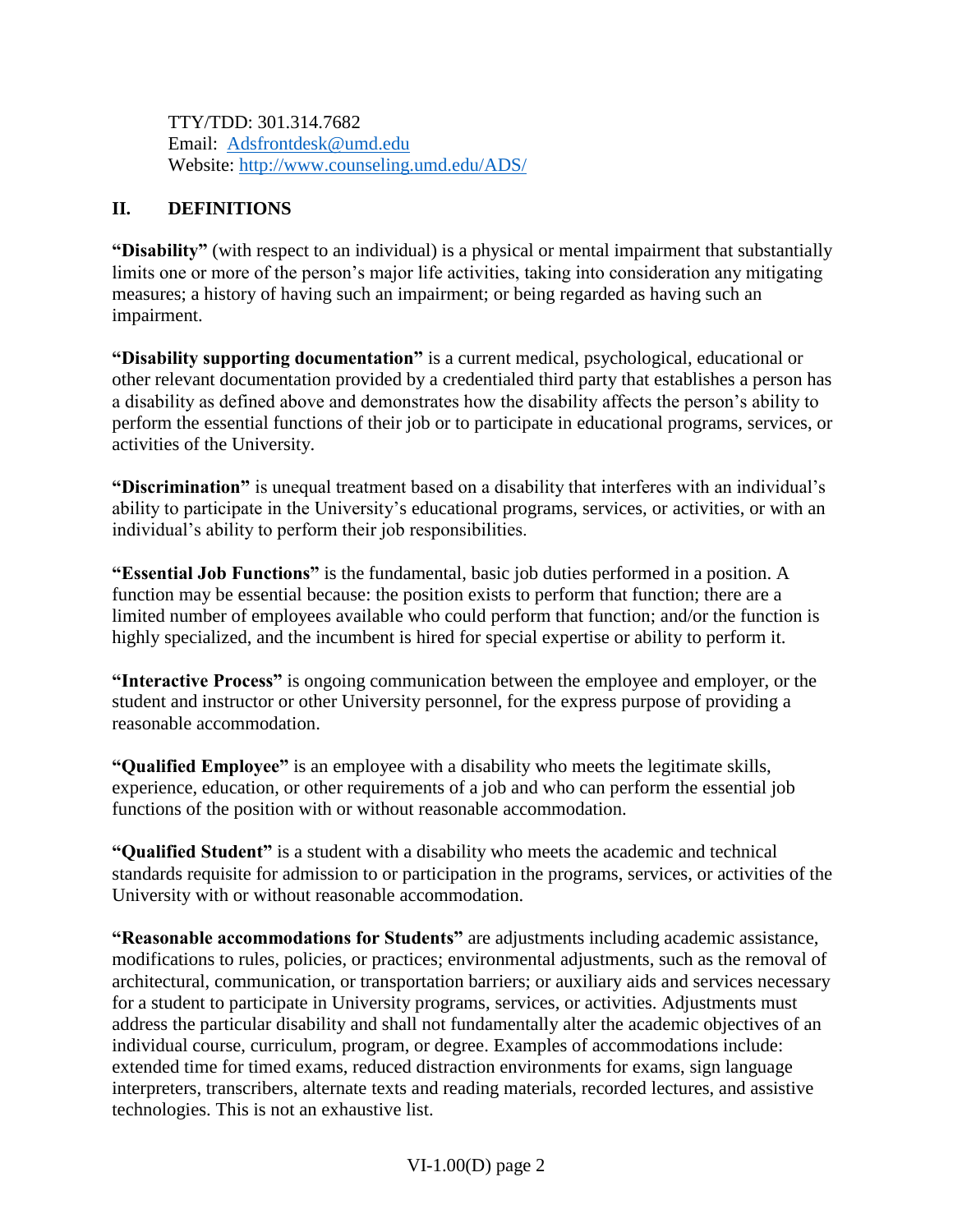TTY/TDD: 301.314.7682
Email: [Adsfrontdesk@umd.edu](mailto:Adsfrontdesk@umd.edu)
Website: [http://www.counseling.umd.edu/ADS/](http://www.counseling.umd.edu/ADS/)

## II. DEFINITIONS

**"Disability"** (with respect to an individual) is a physical or mental impairment that substantially limits one or more of the person's major life activities, taking into consideration any mitigating measures; a history of having such an impairment; or being regarded as having such an impairment.

**"Disability supporting documentation"** is a current medical, psychological, educational or other relevant documentation provided by a credentialed third party that establishes a person has a disability as defined above and demonstrates how the disability affects the person's ability to perform the essential functions of their job or to participate in educational programs, services, or activities of the University.

**"Discrimination"** is unequal treatment based on a disability that interferes with an individual's ability to participate in the University's educational programs, services, or activities, or with an individual's ability to perform their job responsibilities.

**"Essential Job Functions"** is the fundamental, basic job duties performed in a position. A function may be essential because: the position exists to perform that function; there are a limited number of employees available who could perform that function; and/or the function is highly specialized, and the incumbent is hired for special expertise or ability to perform it.

**"Interactive Process"** is ongoing communication between the employee and employer, or the student and instructor or other University personnel, for the express purpose of providing a reasonable accommodation.

**"Qualified Employee"** is an employee with a disability who meets the legitimate skills, experience, education, or other requirements of a job and who can perform the essential job functions of the position with or without reasonable accommodation.

**"Qualified Student"** is a student with a disability who meets the academic and technical standards requisite for admission to or participation in the programs, services, or activities of the University with or without reasonable accommodation.

**"Reasonable accommodations for Students"** are adjustments including academic assistance, modifications to rules, policies, or practices; environmental adjustments, such as the removal of architectural, communication, or transportation barriers; or auxiliary aids and services necessary for a student to participate in University programs, services, or activities. Adjustments must address the particular disability and shall not fundamentally alter the academic objectives of an individual course, curriculum, program, or degree. Examples of accommodations include: extended time for timed exams, reduced distraction environments for exams, sign language interpreters, transcribers, alternate texts and reading materials, recorded lectures, and assistive technologies. This is not an exhaustive list.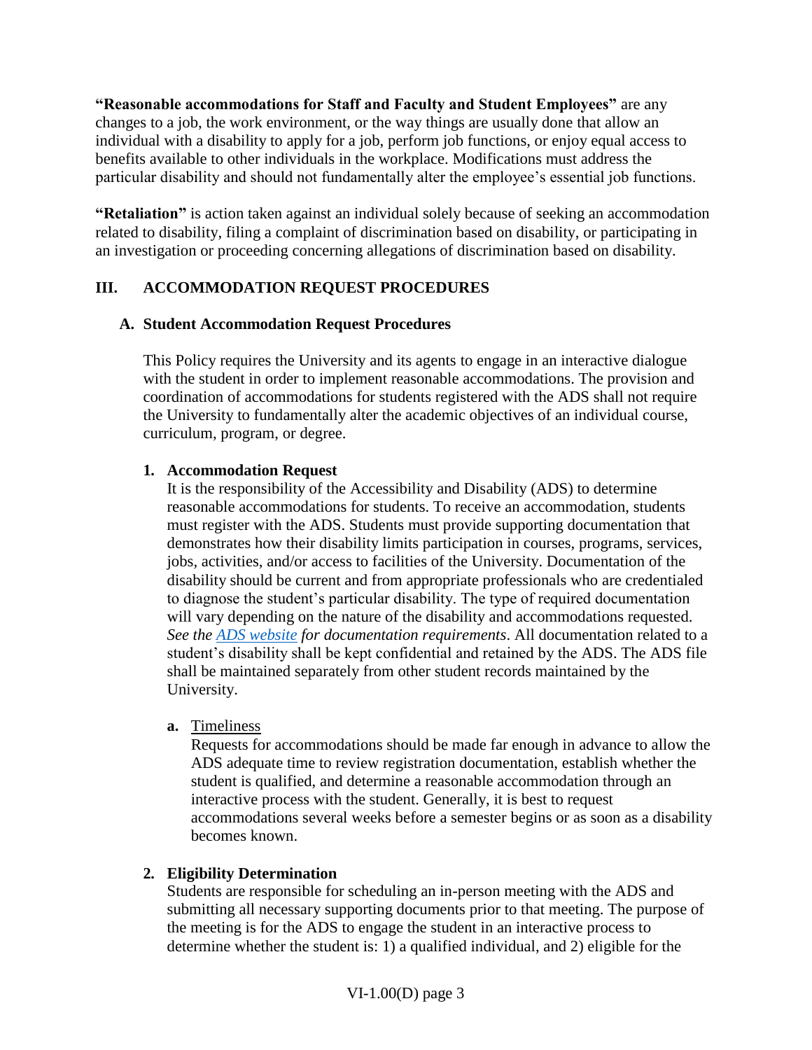**"Reasonable accommodations for Staff and Faculty and Student Employees"** are any changes to a job, the work environment, or the way things are usually done that allow an individual with a disability to apply for a job, perform job functions, or enjoy equal access to benefits available to other individuals in the workplace. Modifications must address the particular disability and should not fundamentally alter the employee's essential job functions.

**"Retaliation"** is action taken against an individual solely because of seeking an accommodation related to disability, filing a complaint of discrimination based on disability, or participating in an investigation or proceeding concerning allegations of discrimination based on disability.

## III. ACCOMMODATION REQUEST PROCEDURES

### A. Student Accommodation Request Procedures

This Policy requires the University and its agents to engage in an interactive dialogue with the student in order to implement reasonable accommodations. The provision and coordination of accommodations for students registered with the ADS shall not require the University to fundamentally alter the academic objectives of an individual course, curriculum, program, or degree.

#### 1. Accommodation Request

It is the responsibility of the Accessibility and Disability (ADS) to determine reasonable accommodations for students. To receive an accommodation, students must register with the ADS. Students must provide supporting documentation that demonstrates how their disability limits participation in courses, programs, services, jobs, activities, and/or access to facilities of the University. Documentation of the disability should be current and from appropriate professionals who are credentialed to diagnose the student's particular disability. The type of required documentation will vary depending on the nature of the disability and accommodations requested. *See the ADS website for documentation requirements*. All documentation related to a student's disability shall be kept confidential and retained by the ADS. The ADS file shall be maintained separately from other student records maintained by the University.

**a.** Timeliness

Requests for accommodations should be made far enough in advance to allow the ADS adequate time to review registration documentation, establish whether the student is qualified, and determine a reasonable accommodation through an interactive process with the student. Generally, it is best to request accommodations several weeks before a semester begins or as soon as a disability becomes known.

#### 2. Eligibility Determination

Students are responsible for scheduling an in-person meeting with the ADS and submitting all necessary supporting documents prior to that meeting. The purpose of the meeting is for the ADS to engage the student in an interactive process to determine whether the student is: 1) a qualified individual, and 2) eligible for the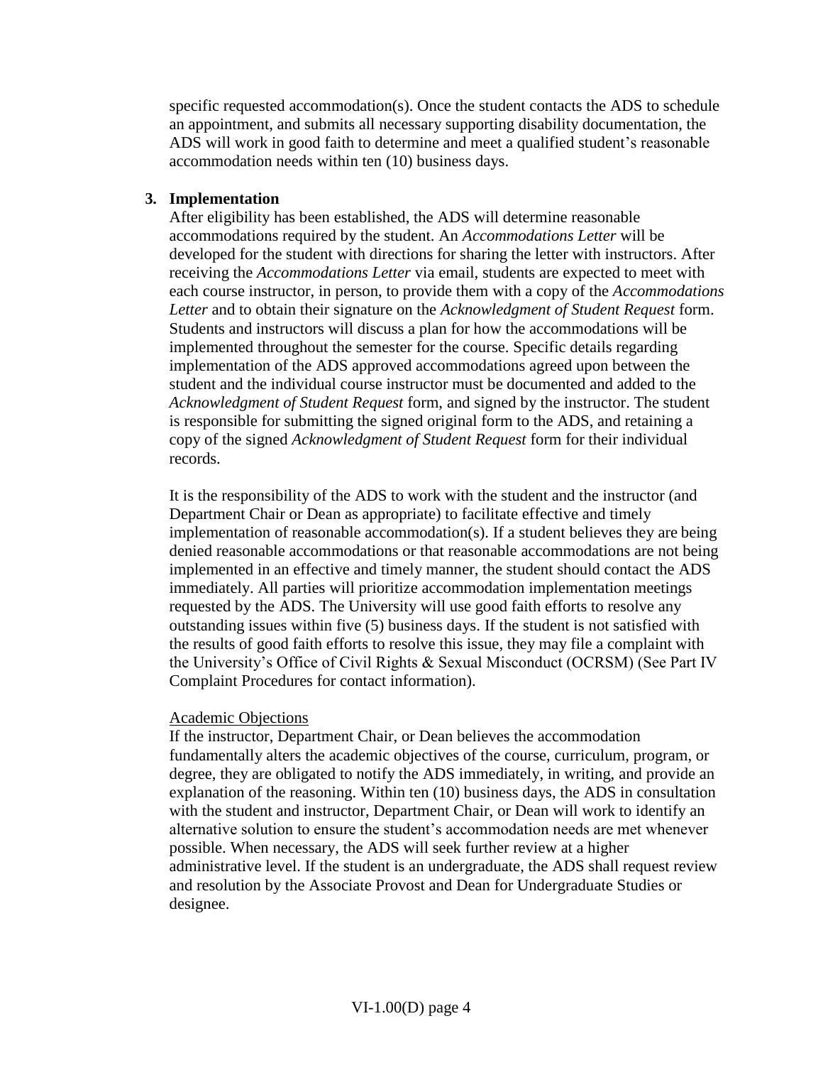specific requested accommodation(s). Once the student contacts the ADS to schedule an appointment, and submits all necessary supporting disability documentation, the ADS will work in good faith to determine and meet a qualified student's reasonable accommodation needs within ten (10) business days.

**3. Implementation**

After eligibility has been established, the ADS will determine reasonable accommodations required by the student. An *Accommodations Letter* will be developed for the student with directions for sharing the letter with instructors. After receiving the *Accommodations Letter* via email, students are expected to meet with each course instructor, in person, to provide them with a copy of the *Accommodations Letter* and to obtain their signature on the *Acknowledgment of Student Request* form. Students and instructors will discuss a plan for how the accommodations will be implemented throughout the semester for the course. Specific details regarding implementation of the ADS approved accommodations agreed upon between the student and the individual course instructor must be documented and added to the *Acknowledgment of Student Request* form, and signed by the instructor. The student is responsible for submitting the signed original form to the ADS, and retaining a copy of the signed *Acknowledgment of Student Request* form for their individual records.

It is the responsibility of the ADS to work with the student and the instructor (and Department Chair or Dean as appropriate) to facilitate effective and timely implementation of reasonable accommodation(s). If a student believes they are being denied reasonable accommodations or that reasonable accommodations are not being implemented in an effective and timely manner, the student should contact the ADS immediately. All parties will prioritize accommodation implementation meetings requested by the ADS. The University will use good faith efforts to resolve any outstanding issues within five (5) business days. If the student is not satisfied with the results of good faith efforts to resolve this issue, they may file a complaint with the University's Office of Civil Rights & Sexual Misconduct (OCRSM) (See Part IV Complaint Procedures for contact information).

<u>Academic Objections</u>

If the instructor, Department Chair, or Dean believes the accommodation fundamentally alters the academic objectives of the course, curriculum, program, or degree, they are obligated to notify the ADS immediately, in writing, and provide an explanation of the reasoning. Within ten (10) business days, the ADS in consultation with the student and instructor, Department Chair, or Dean will work to identify an alternative solution to ensure the student's accommodation needs are met whenever possible. When necessary, the ADS will seek further review at a higher administrative level. If the student is an undergraduate, the ADS shall request review and resolution by the Associate Provost and Dean for Undergraduate Studies or designee.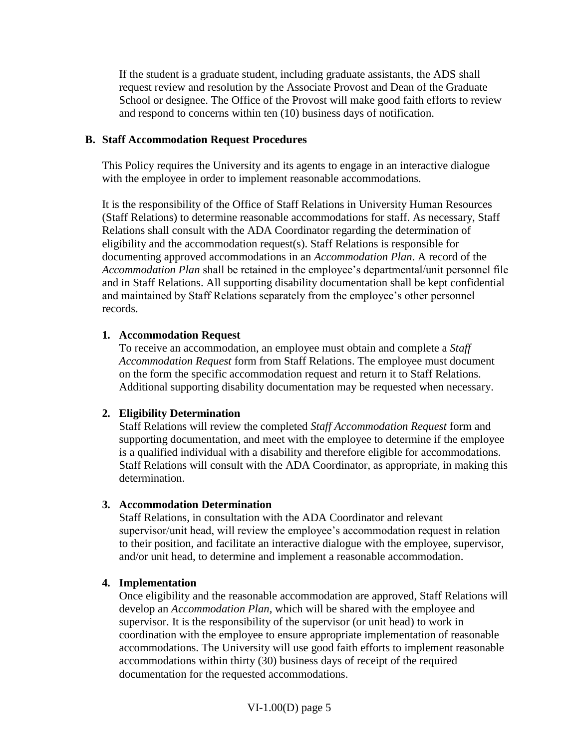If the student is a graduate student, including graduate assistants, the ADS shall request review and resolution by the Associate Provost and Dean of the Graduate School or designee. The Office of the Provost will make good faith efforts to review and respond to concerns within ten (10) business days of notification.

### B. Staff Accommodation Request Procedures

This Policy requires the University and its agents to engage in an interactive dialogue with the employee in order to implement reasonable accommodations.

It is the responsibility of the Office of Staff Relations in University Human Resources (Staff Relations) to determine reasonable accommodations for staff. As necessary, Staff Relations shall consult with the ADA Coordinator regarding the determination of eligibility and the accommodation request(s). Staff Relations is responsible for documenting approved accommodations in an *Accommodation Plan*. A record of the *Accommodation Plan* shall be retained in the employee's departmental/unit personnel file and in Staff Relations. All supporting disability documentation shall be kept confidential and maintained by Staff Relations separately from the employee's other personnel records.

#### 1. Accommodation Request

To receive an accommodation, an employee must obtain and complete a *Staff Accommodation Request* form from Staff Relations. The employee must document on the form the specific accommodation request and return it to Staff Relations. Additional supporting disability documentation may be requested when necessary.

#### 2. Eligibility Determination

Staff Relations will review the completed *Staff Accommodation Request* form and supporting documentation, and meet with the employee to determine if the employee is a qualified individual with a disability and therefore eligible for accommodations. Staff Relations will consult with the ADA Coordinator, as appropriate, in making this determination.

#### 3. Accommodation Determination

Staff Relations, in consultation with the ADA Coordinator and relevant supervisor/unit head, will review the employee's accommodation request in relation to their position, and facilitate an interactive dialogue with the employee, supervisor, and/or unit head, to determine and implement a reasonable accommodation.

#### 4. Implementation

Once eligibility and the reasonable accommodation are approved, Staff Relations will develop an *Accommodation Plan*, which will be shared with the employee and supervisor. It is the responsibility of the supervisor (or unit head) to work in coordination with the employee to ensure appropriate implementation of reasonable accommodations. The University will use good faith efforts to implement reasonable accommodations within thirty (30) business days of receipt of the required documentation for the requested accommodations.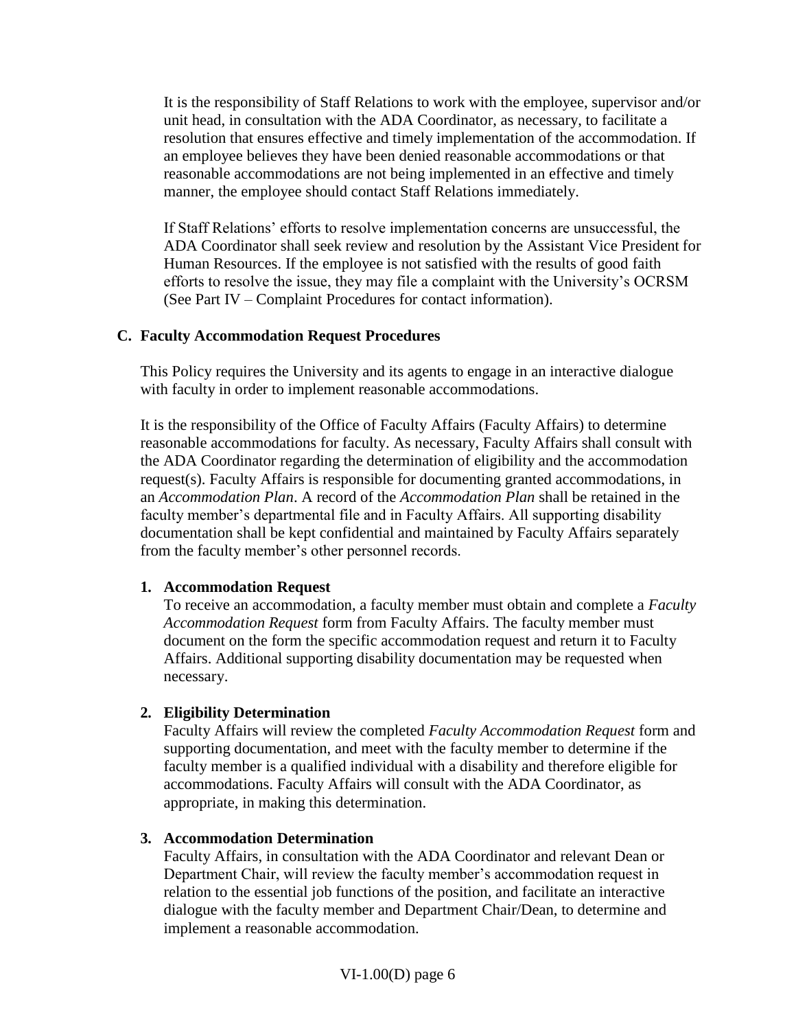It is the responsibility of Staff Relations to work with the employee, supervisor and/or unit head, in consultation with the ADA Coordinator, as necessary, to facilitate a resolution that ensures effective and timely implementation of the accommodation. If an employee believes they have been denied reasonable accommodations or that reasonable accommodations are not being implemented in an effective and timely manner, the employee should contact Staff Relations immediately.

If Staff Relations' efforts to resolve implementation concerns are unsuccessful, the ADA Coordinator shall seek review and resolution by the Assistant Vice President for Human Resources. If the employee is not satisfied with the results of good faith efforts to resolve the issue, they may file a complaint with the University's OCRSM (See Part IV – Complaint Procedures for contact information).

### C. Faculty Accommodation Request Procedures

This Policy requires the University and its agents to engage in an interactive dialogue with faculty in order to implement reasonable accommodations.

It is the responsibility of the Office of Faculty Affairs (Faculty Affairs) to determine reasonable accommodations for faculty. As necessary, Faculty Affairs shall consult with the ADA Coordinator regarding the determination of eligibility and the accommodation request(s). Faculty Affairs is responsible for documenting granted accommodations, in an *Accommodation Plan*. A record of the *Accommodation Plan* shall be retained in the faculty member's departmental file and in Faculty Affairs. All supporting disability documentation shall be kept confidential and maintained by Faculty Affairs separately from the faculty member's other personnel records.

#### 1. Accommodation Request

To receive an accommodation, a faculty member must obtain and complete a *Faculty Accommodation Request* form from Faculty Affairs. The faculty member must document on the form the specific accommodation request and return it to Faculty Affairs. Additional supporting disability documentation may be requested when necessary.

#### 2. Eligibility Determination

Faculty Affairs will review the completed *Faculty Accommodation Request* form and supporting documentation, and meet with the faculty member to determine if the faculty member is a qualified individual with a disability and therefore eligible for accommodations. Faculty Affairs will consult with the ADA Coordinator, as appropriate, in making this determination.

#### 3. Accommodation Determination

Faculty Affairs, in consultation with the ADA Coordinator and relevant Dean or Department Chair, will review the faculty member's accommodation request in relation to the essential job functions of the position, and facilitate an interactive dialogue with the faculty member and Department Chair/Dean, to determine and implement a reasonable accommodation.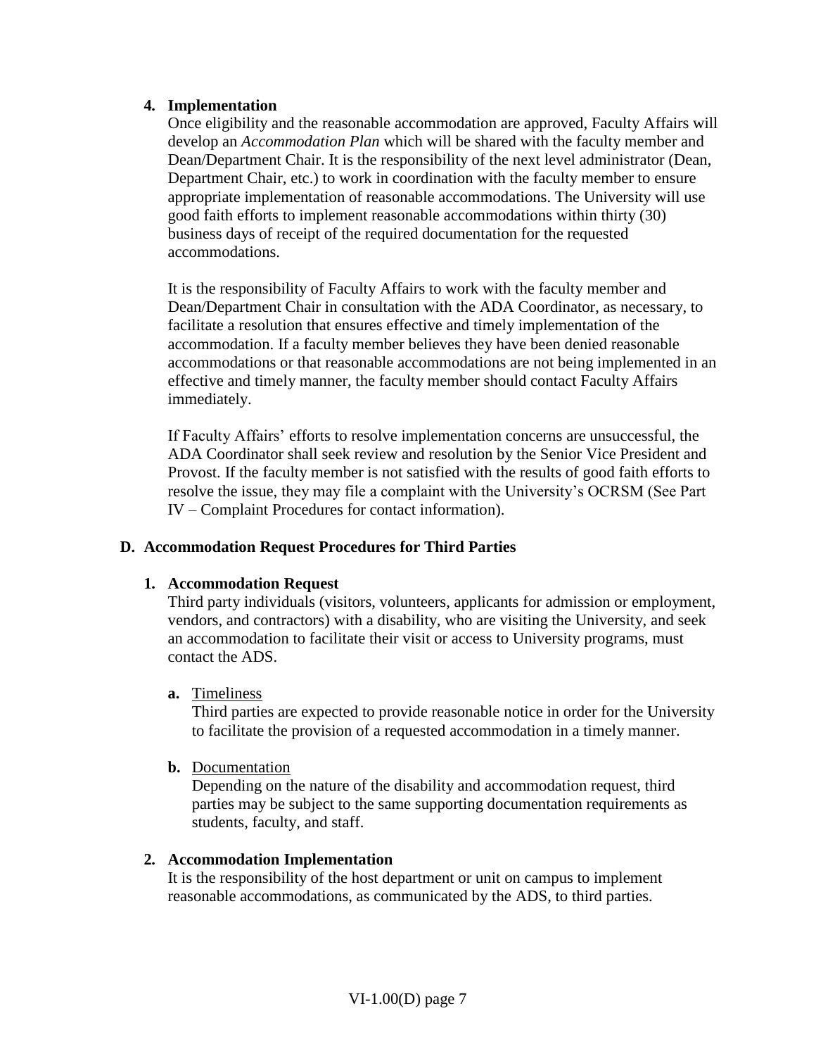#### 4. Implementation

Once eligibility and the reasonable accommodation are approved, Faculty Affairs will develop an *Accommodation Plan* which will be shared with the faculty member and Dean/Department Chair. It is the responsibility of the next level administrator (Dean, Department Chair, etc.) to work in coordination with the faculty member to ensure appropriate implementation of reasonable accommodations. The University will use good faith efforts to implement reasonable accommodations within thirty (30) business days of receipt of the required documentation for the requested accommodations.

It is the responsibility of Faculty Affairs to work with the faculty member and Dean/Department Chair in consultation with the ADA Coordinator, as necessary, to facilitate a resolution that ensures effective and timely implementation of the accommodation. If a faculty member believes they have been denied reasonable accommodations or that reasonable accommodations are not being implemented in an effective and timely manner, the faculty member should contact Faculty Affairs immediately.

If Faculty Affairs' efforts to resolve implementation concerns are unsuccessful, the ADA Coordinator shall seek review and resolution by the Senior Vice President and Provost. If the faculty member is not satisfied with the results of good faith efforts to resolve the issue, they may file a complaint with the University's OCRSM (See Part IV – Complaint Procedures for contact information).

### D. Accommodation Request Procedures for Third Parties

#### 1. Accommodation Request

Third party individuals (visitors, volunteers, applicants for admission or employment, vendors, and contractors) with a disability, who are visiting the University, and seek an accommodation to facilitate their visit or access to University programs, must contact the ADS.

**a.** Timeliness

Third parties are expected to provide reasonable notice in order for the University to facilitate the provision of a requested accommodation in a timely manner.

**b.** Documentation

Depending on the nature of the disability and accommodation request, third parties may be subject to the same supporting documentation requirements as students, faculty, and staff.

#### 2. Accommodation Implementation

It is the responsibility of the host department or unit on campus to implement reasonable accommodations, as communicated by the ADS, to third parties.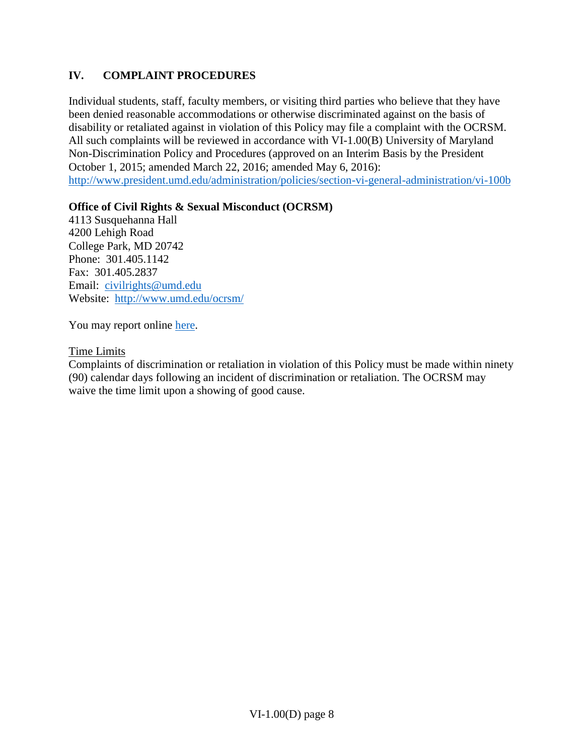## IV. COMPLAINT PROCEDURES

Individual students, staff, faculty members, or visiting third parties who believe that they have been denied reasonable accommodations or otherwise discriminated against on the basis of disability or retaliated against in violation of this Policy may file a complaint with the OCRSM. All such complaints will be reviewed in accordance with VI-1.00(B) University of Maryland Non-Discrimination Policy and Procedures (approved on an Interim Basis by the President October 1, 2015; amended March 22, 2016; amended May 6, 2016): http://www.president.umd.edu/administration/policies/section-vi-general-administration/vi-100b

**Office of Civil Rights & Sexual Misconduct (OCRSM)**
4113 Susquehanna Hall
4200 Lehigh Road
College Park, MD 20742
Phone: 301.405.1142
Fax: 301.405.2837
Email: civilrights@umd.edu
Website: http://www.umd.edu/ocrsm/

You may report online here.

Time Limits

Complaints of discrimination or retaliation in violation of this Policy must be made within ninety (90) calendar days following an incident of discrimination or retaliation. The OCRSM may waive the time limit upon a showing of good cause.